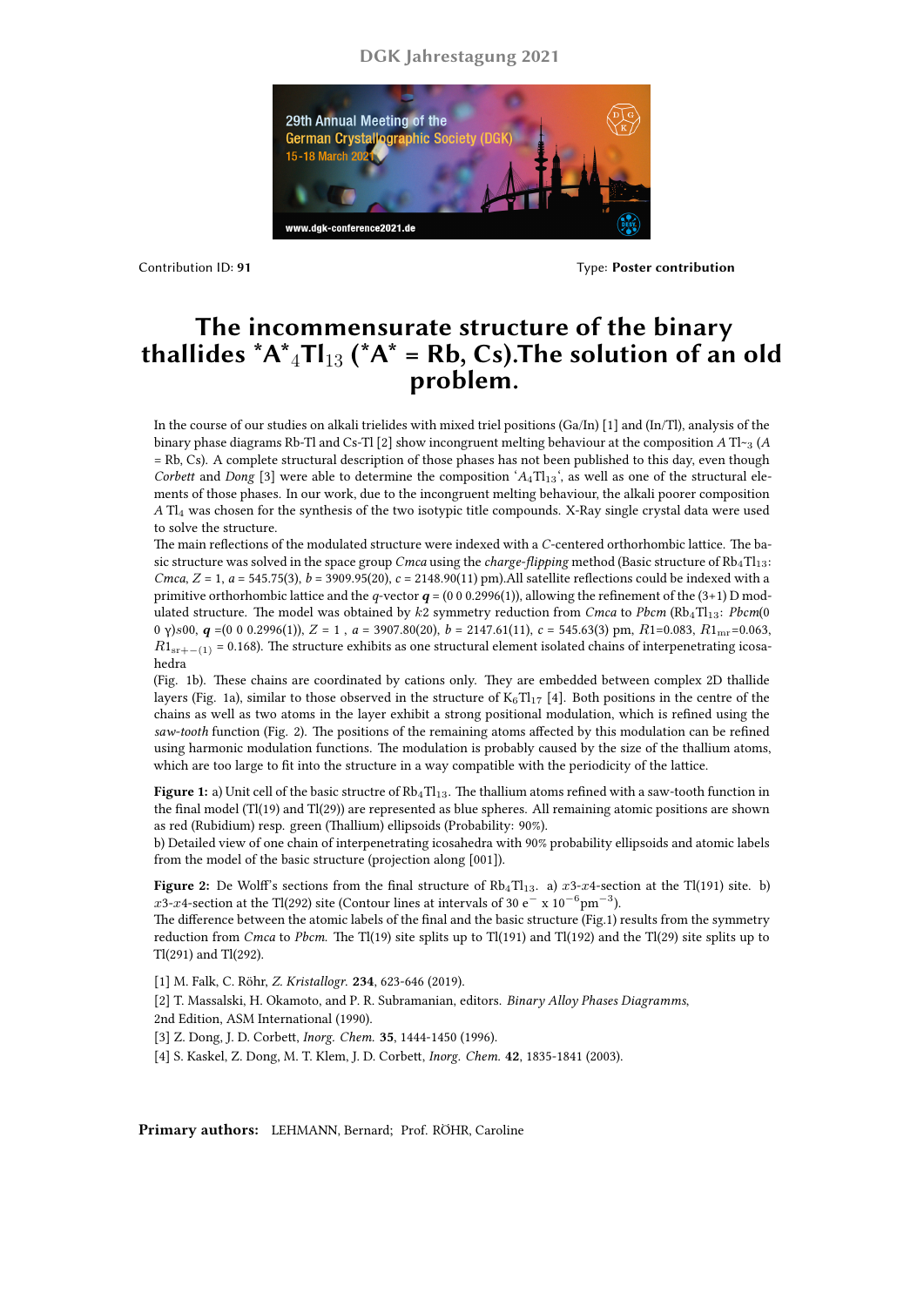Contribution ID: **91**

Type: **Poster contribution**

# The incommensurate structure of the binary thallides *A*$_4$Tl$_{13}$ (*A* = Rb, Cs).The solution of an old problem.

In the course of our studies on alkali trielides with mixed triel positions (Ga/In) [1] and (In/Tl), analysis of the binary phase diagrams Rb-Tl and Cs-Tl [2] show incongruent melting behaviour at the composition *A* Tl~3 (*A* = Rb, Cs). A complete structural description of those phases has not been published to this day, even though *Corbett* and *Dong* [3] were able to determine the composition '$A_4Tl_{13}$', as well as one of the structural elements of those phases. In our work, due to the incongruent melting behaviour, the alkali poorer composition *A* $Tl_4$ was chosen for the synthesis of the two isotypic title compounds. X-Ray single crystal data were used to solve the structure.

The main reflections of the modulated structure were indexed with a *C*-centered orthorhombic lattice. The basic structure was solved in the space group *Cmca* using the *charge-flipping* method (Basic structure of $Rb_4Tl_{13}$: *Cmca*, *Z* = 1, *a* = 545.75(3), *b* = 3909.95(20), *c* = 2148.90(11) pm).All satellite reflections could be indexed with a primitive orthorhombic lattice and the *q*-vector ***q*** = (0 0 0.2996(1)), allowing the refinement of the (3+1) D modulated structure. The model was obtained by $k2$ symmetry reduction from *Cmca* to *Pbcm* ($Rb_4Tl_{13}$: *Pbcm*(0 0 γ)s00, ***q*** =(0 0 0.2996(1)), *Z* = 1 , *a* = 3907.80(20), *b* = 2147.61(11), *c* = 545.63(3) pm, $R1$=0.083, $R1_{\mathrm{mr}}$=0.063, $R1_{\mathrm{sr+-(1)}}$ = 0.168). The structure exhibits as one structural element isolated chains of interpenetrating icosahedra

(Fig. 1b). These chains are coordinated by cations only. They are embedded between complex 2D thallide layers (Fig. 1a), similar to those observed in the structure of $K_6Tl_{17}$ [4]. Both positions in the centre of the chains as well as two atoms in the layer exhibit a strong positional modulation, which is refined using the *saw-tooth* function (Fig. 2). The positions of the remaining atoms affected by this modulation can be refined using harmonic modulation functions. The modulation is probably caused by the size of the thallium atoms, which are too large to fit into the structure in a way compatible with the periodicity of the lattice.

**Figure 1:** a) Unit cell of the basic structre of $Rb_4Tl_{13}$. The thallium atoms refined with a saw-tooth function in the final model (Tl(19) and Tl(29)) are represented as blue spheres. All remaining atomic positions are shown as red (Rubidium) resp. green (Thallium) ellipsoids (Probability: 90%).
b) Detailed view of one chain of interpenetrating icosahedra with 90% probability ellipsoids and atomic labels from the model of the basic structure (projection along [001]).

**Figure 2:** De Wolff's sections from the final structure of $Rb_4Tl_{13}$. a) $x3$-$x4$-section at the Tl(191) site. b) $x3$-$x4$-section at the Tl(292) site (Contour lines at intervals of 30 $e^{-}$ x $10^{-6}$pm$^{-3}$).
The difference between the atomic labels of the final and the basic structure (Fig.1) results from the symmetry reduction from *Cmca* to *Pbcm*. The Tl(19) site splits up to Tl(191) and Tl(192) and the Tl(29) site splits up to Tl(291) and Tl(292).

[1] M. Falk, C. Röhr, *Z. Kristallogr.* **234**, 623-646 (2019).
[2] T. Massalski, H. Okamoto, and P. R. Subramanian, editors. *Binary Alloy Phases Diagramms*, 2nd Edition, ASM International (1990).
[3] Z. Dong, J. D. Corbett, *Inorg. Chem.* **35**, 1444-1450 (1996).
[4] S. Kaskel, Z. Dong, M. T. Klem, J. D. Corbett, *Inorg. Chem.* **42**, 1835-1841 (2003).

**Primary authors:** LEHMANN, Bernard; Prof. RÖHR, Caroline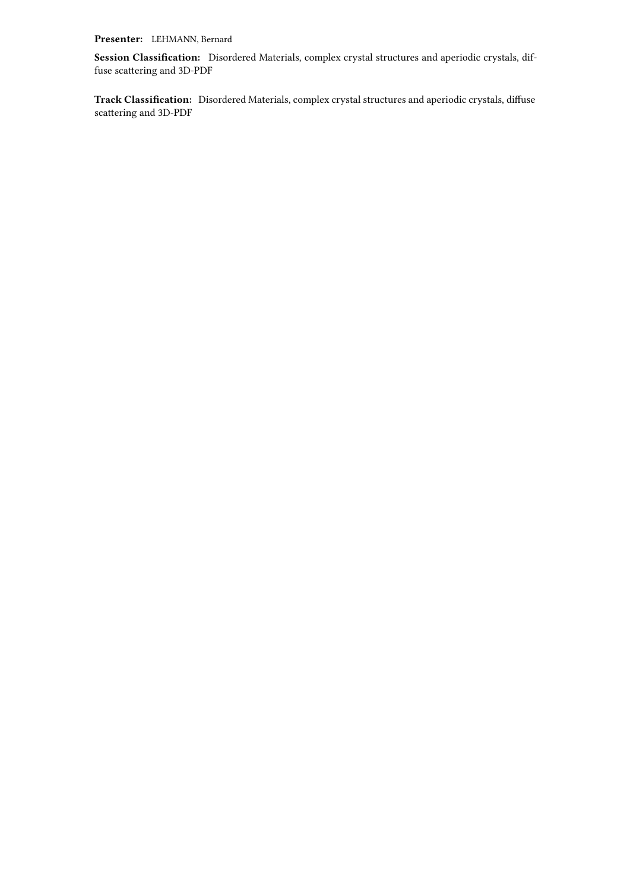**Presenter:** LEHMANN, Bernard

**Session Classification:** Disordered Materials, complex crystal structures and aperiodic crystals, diffuse scattering and 3D-PDF

**Track Classification:** Disordered Materials, complex crystal structures and aperiodic crystals, diffuse scattering and 3D-PDF